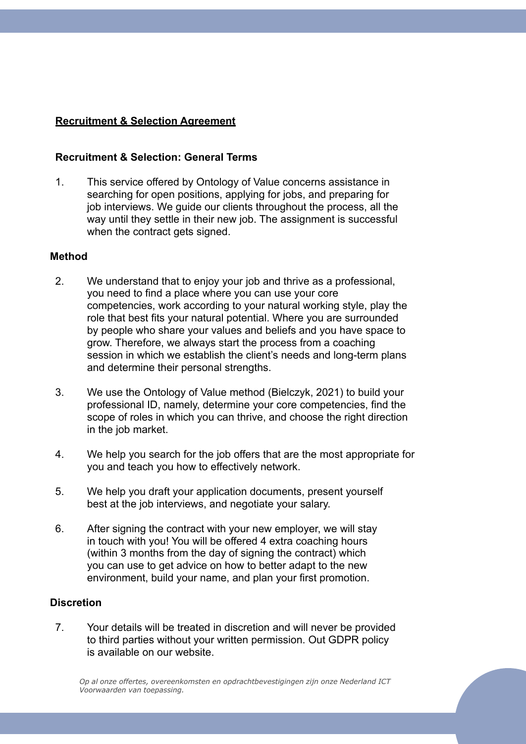# **Recruitment & Selection Agreement**

## Recruitment & Selection: General Terms

1. This service offered by Ontology of Value concerns assistance in searching for open positions, applying for jobs, and preparing for job interviews. We guide our clients throughout the process, all the way until they settle in their new job. The assignment is successful when the contract gets signed.

### Method

2. We understand that to enjoy your job and thrive as a professional, you need to find a place where you can use your core competencies, work according to your natural working style, play the role that best fits your natural potential. Where you are surrounded by people who share your values and beliefs and you have space to grow. Therefore, we always start the process from a coaching session in which we establish the client's needs and long-term plans and determine their personal strengths.

3. We use the Ontology of Value method (Bielczyk, 2021) to build your professional ID, namely, determine your core competencies, find the scope of roles in which you can thrive, and choose the right direction in the job market.

4. We help you search for the job offers that are the most appropriate for you and teach you how to effectively network.

5. We help you draft your application documents, present yourself best at the job interviews, and negotiate your salary.

6. After signing the contract with your new employer, we will stay in touch with you! You will be offered 4 extra coaching hours (within 3 months from the day of signing the contract) which you can use to get advice on how to better adapt to the new environment, build your name, and plan your first promotion.

### Discretion

7. Your details will be treated in discretion and will never be provided to third parties without your written permission. Out GDPR policy is available on our website.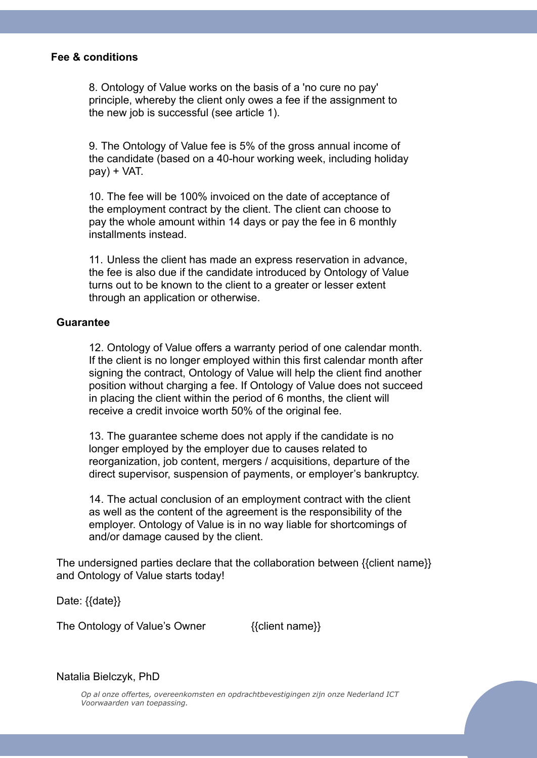**Fee & conditions**

8. Ontology of Value works on the basis of a 'no cure no pay' principle, whereby the client only owes a fee if the assignment to the new job is successful (see article 1).

9. The Ontology of Value fee is 5% of the gross annual income of the candidate (based on a 40-hour working week, including holiday pay) + VAT.

10. The fee will be 100% invoiced on the date of acceptance of the employment contract by the client. The client can choose to pay the whole amount within 14 days or pay the fee in 6 monthly installments instead.

11. Unless the client has made an express reservation in advance, the fee is also due if the candidate introduced by Ontology of Value turns out to be known to the client to a greater or lesser extent through an application or otherwise.

**Guarantee**

12. Ontology of Value offers a warranty period of one calendar month. If the client is no longer employed within this first calendar month after signing the contract, Ontology of Value will help the client find another position without charging a fee. If Ontology of Value does not succeed in placing the client within the period of 6 months, the client will receive a credit invoice worth 50% of the original fee.

13. The guarantee scheme does not apply if the candidate is no longer employed by the employer due to causes related to reorganization, job content, mergers / acquisitions, departure of the direct supervisor, suspension of payments, or employer's bankruptcy.

14. The actual conclusion of an employment contract with the client as well as the content of the agreement is the responsibility of the employer. Ontology of Value is in no way liable for shortcomings of and/or damage caused by the client.

The undersigned parties declare that the collaboration between {{client name}} and Ontology of Value starts today!

Date: {{date}}

The Ontology of Value's Owner          {{client name}}

Natalia Bielczyk, PhD

*Op al onze offertes, overeenkomsten en opdrachtbevestigingen zijn onze Nederland ICT Voorwaarden van toepassing.*